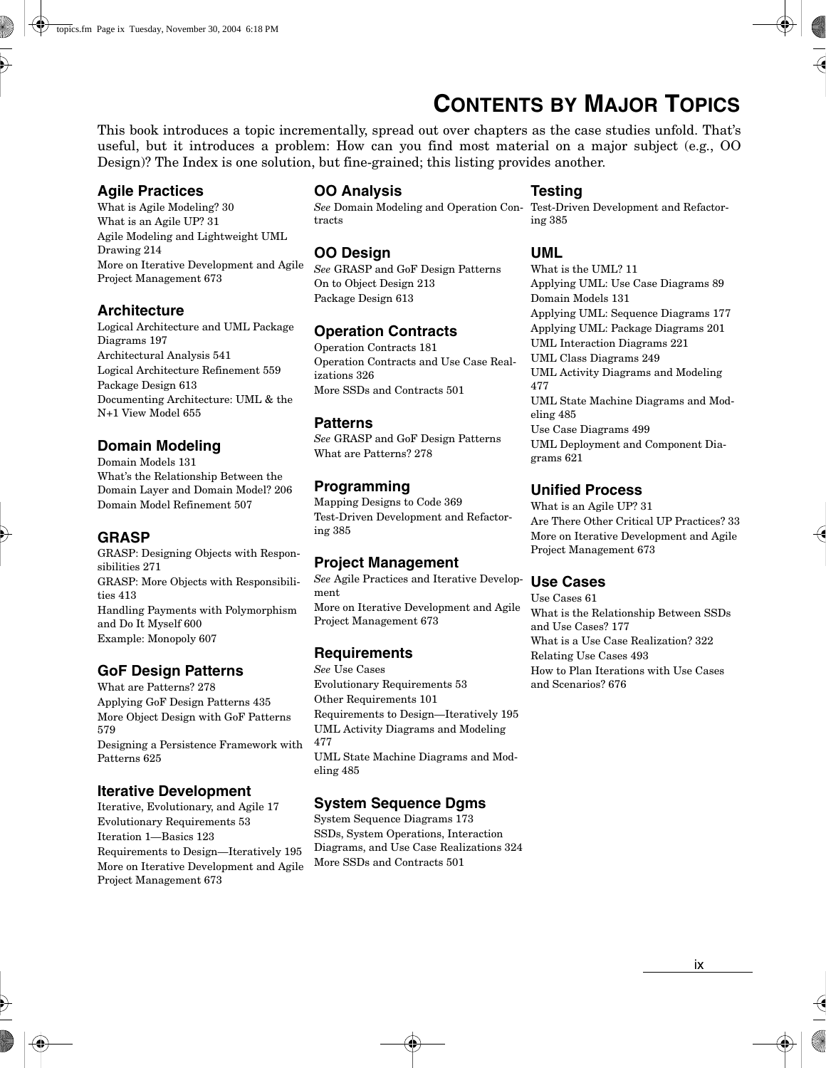# CONTENTS BY MAJOR TOPICS

This book introduces a topic incrementally, spread out over chapters as the case studies unfold. That's useful, but it introduces a problem: How can you find most material on a major subject (e.g., OO Design)? The Index is one solution, but fine-grained; this listing provides another.

## Agile Practices

What is Agile Modeling? 30
What is an Agile UP? 31
Agile Modeling and Lightweight UML Drawing 214
More on Iterative Development and Agile Project Management 673

## Architecture

Logical Architecture and UML Package Diagrams 197
Architectural Analysis 541
Logical Architecture Refinement 559
Package Design 613
Documenting Architecture: UML & the N+1 View Model 655

## Domain Modeling

Domain Models 131
What's the Relationship Between the Domain Layer and Domain Model? 206
Domain Model Refinement 507

## GRASP

GRASP: Designing Objects with Responsibilities 271
GRASP: More Objects with Responsibilities 413
Handling Payments with Polymorphism and Do It Myself 600
Example: Monopoly 607

## GoF Design Patterns

What are Patterns? 278
Applying GoF Design Patterns 435
More Object Design with GoF Patterns 579
Designing a Persistence Framework with Patterns 625

## Iterative Development

Iterative, Evolutionary, and Agile 17
Evolutionary Requirements 53
Iteration 1—Basics 123
Requirements to Design—Iteratively 195
More on Iterative Development and Agile Project Management 673

## OO Analysis

*See* Domain Modeling and Operation Contracts

## OO Design

*See* GRASP and GoF Design Patterns
On to Object Design 213
Package Design 613

## Operation Contracts

Operation Contracts 181
Operation Contracts and Use Case Realizations 326
More SSDs and Contracts 501

## Patterns

*See* GRASP and GoF Design Patterns
What are Patterns? 278

## Programming

Mapping Designs to Code 369
Test-Driven Development and Refactoring 385

## Project Management

*See* Agile Practices and Iterative Development
More on Iterative Development and Agile Project Management 673

## Requirements

*See* Use Cases
Evolutionary Requirements 53
Other Requirements 101
Requirements to Design—Iteratively 195
UML Activity Diagrams and Modeling 477
UML State Machine Diagrams and Modeling 485

## System Sequence Dgms

System Sequence Diagrams 173
SSDs, System Operations, Interaction Diagrams, and Use Case Realizations 324
More SSDs and Contracts 501

## Testing

Test-Driven Development and Refactoring 385

## UML

What is the UML? 11
Applying UML: Use Case Diagrams 89
Domain Models 131
Applying UML: Sequence Diagrams 177
Applying UML: Package Diagrams 201
UML Interaction Diagrams 221
UML Class Diagrams 249
UML Activity Diagrams and Modeling 477
UML State Machine Diagrams and Modeling 485
Use Case Diagrams 499
UML Deployment and Component Diagrams 621

## Unified Process

What is an Agile UP? 31
Are There Other Critical UP Practices? 33
More on Iterative Development and Agile Project Management 673

## Use Cases

Use Cases 61
What is the Relationship Between SSDs and Use Cases? 177
What is a Use Case Realization? 322
Relating Use Cases 493
How to Plan Iterations with Use Cases and Scenarios? 676